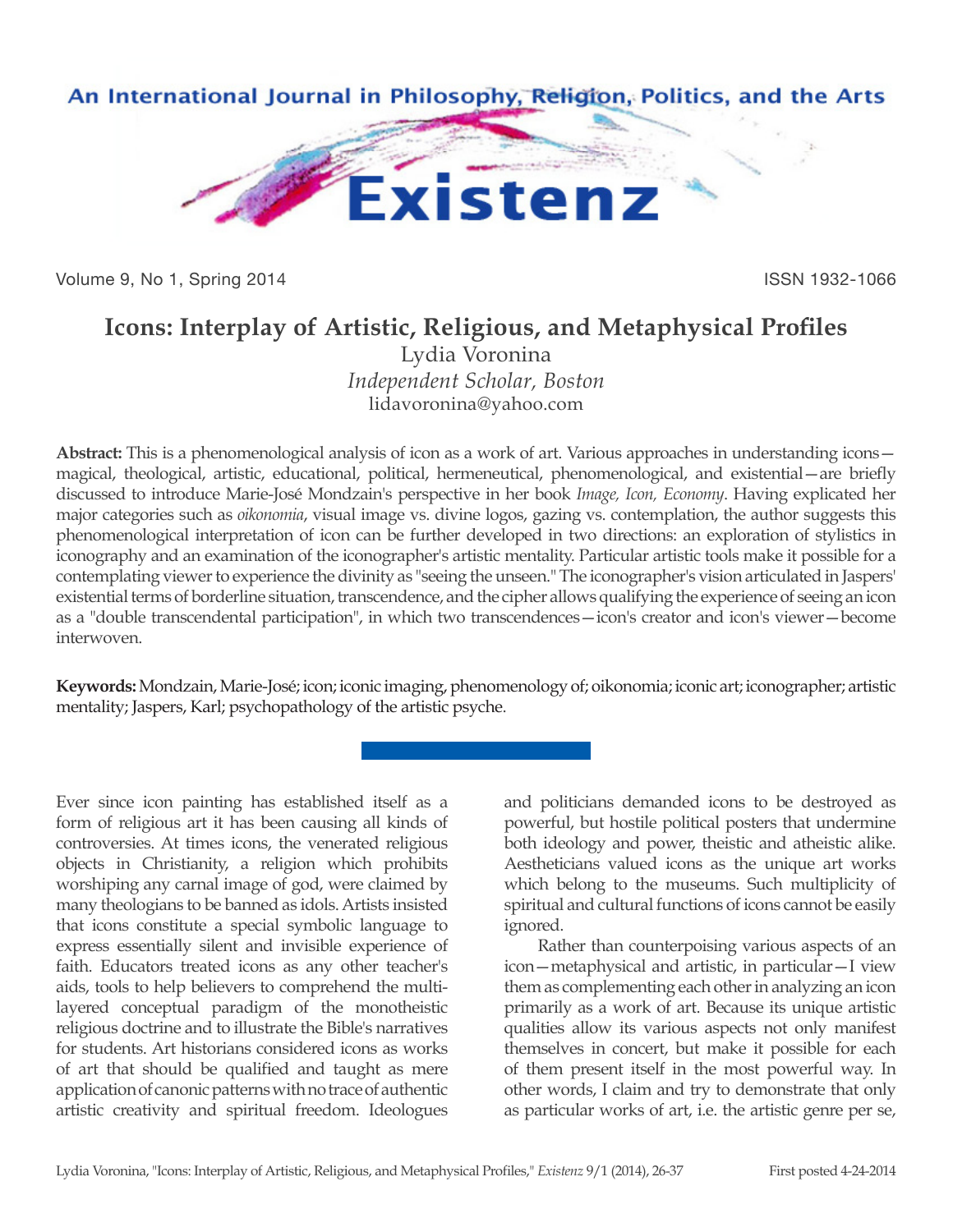# Icons: Interplay of Artistic, Religious, and Metaphysical Profiles

Lydia Voronina
*Independent Scholar, Boston*
lidavoronina@yahoo.com

**Abstract:** This is a phenomenological analysis of icon as a work of art. Various approaches in understanding icons—magical, theological, artistic, educational, political, hermeneutical, phenomenological, and existential—are briefly discussed to introduce Marie-José Mondzain's perspective in her book *Image, Icon, Economy*. Having explicated her major categories such as *oikonomia*, visual image vs. divine logos, gazing vs. contemplation, the author suggests this phenomenological interpretation of icon can be further developed in two directions: an exploration of stylistics in iconography and an examination of the iconographer's artistic mentality. Particular artistic tools make it possible for a contemplating viewer to experience the divinity as "seeing the unseen." The iconographer's vision articulated in Jaspers' existential terms of borderline situation, transcendence, and the cipher allows qualifying the experience of seeing an icon as a "double transcendental participation", in which two transcendences—icon's creator and icon's viewer—become interwoven.

**Keywords:** Mondzain, Marie-José; icon; iconic imaging, phenomenology of; oikonomia; iconic art; iconographer; artistic mentality; Jaspers, Karl; psychopathology of the artistic psyche.

Ever since icon painting has established itself as a form of religious art it has been causing all kinds of controversies. At times icons, the venerated religious objects in Christianity, a religion which prohibits worshiping any carnal image of god, were claimed by many theologians to be banned as idols. Artists insisted that icons constitute a special symbolic language to express essentially silent and invisible experience of faith. Educators treated icons as any other teacher's aids, tools to help believers to comprehend the multi-layered conceptual paradigm of the monotheistic religious doctrine and to illustrate the Bible's narratives for students. Art historians considered icons as works of art that should be qualified and taught as mere application of canonic patterns with no trace of authentic artistic creativity and spiritual freedom. Ideologues and politicians demanded icons to be destroyed as powerful, but hostile political posters that undermine both ideology and power, theistic and atheistic alike. Aestheticians valued icons as the unique art works which belong to the museums. Such multiplicity of spiritual and cultural functions of icons cannot be easily ignored.

Rather than counterpoising various aspects of an icon—metaphysical and artistic, in particular—I view them as complementing each other in analyzing an icon primarily as a work of art. Because its unique artistic qualities allow its various aspects not only manifest themselves in concert, but make it possible for each of them present itself in the most powerful way. In other words, I claim and try to demonstrate that only as particular works of art, i.e. the artistic genre per se,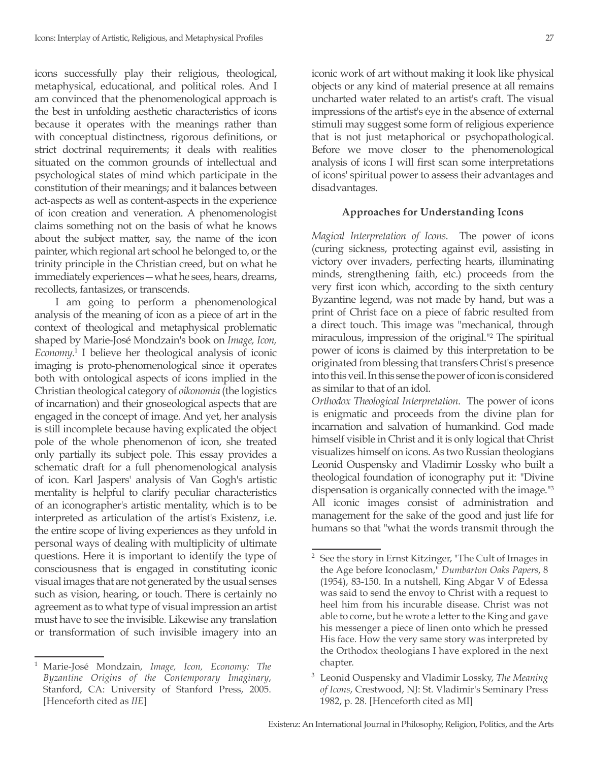icons successfully play their religious, theological, metaphysical, educational, and political roles. And I am convinced that the phenomenological approach is the best in unfolding aesthetic characteristics of icons because it operates with the meanings rather than with conceptual distinctness, rigorous definitions, or strict doctrinal requirements; it deals with realities situated on the common grounds of intellectual and psychological states of mind which participate in the constitution of their meanings; and it balances between act-aspects as well as content-aspects in the experience of icon creation and veneration. A phenomenologist claims something not on the basis of what he knows about the subject matter, say, the name of the icon painter, which regional art school he belonged to, or the trinity principle in the Christian creed, but on what he immediately experiences—what he sees, hears, dreams, recollects, fantasizes, or transcends.

I am going to perform a phenomenological analysis of the meaning of icon as a piece of art in the context of theological and metaphysical problematic shaped by Marie-José Mondzain's book on *Image, Icon, Economy*.[1] I believe her theological analysis of iconic imaging is proto-phenomenological since it operates both with ontological aspects of icons implied in the Christian theological category of *oikonomia* (the logistics of incarnation) and their gnoseological aspects that are engaged in the concept of image. And yet, her analysis is still incomplete because having explicated the object pole of the whole phenomenon of icon, she treated only partially its subject pole. This essay provides a schematic draft for a full phenomenological analysis of icon. Karl Jaspers' analysis of Van Gogh's artistic mentality is helpful to clarify peculiar characteristics of an iconographer's artistic mentality, which is to be interpreted as articulation of the artist's Existenz, i.e. the entire scope of living experiences as they unfold in personal ways of dealing with multiplicity of ultimate questions. Here it is important to identify the type of consciousness that is engaged in constituting iconic visual images that are not generated by the usual senses such as vision, hearing, or touch. There is certainly no agreement as to what type of visual impression an artist must have to see the invisible. Likewise any translation or transformation of such invisible imagery into an iconic work of art without making it look like physical objects or any kind of material presence at all remains uncharted water related to an artist's craft. The visual impressions of the artist's eye in the absence of external stimuli may suggest some form of religious experience that is not just metaphorical or psychopathological. Before we move closer to the phenomenological analysis of icons I will first scan some interpretations of icons' spiritual power to assess their advantages and disadvantages.

### Approaches for Understanding Icons

*Magical Interpretation of Icons*. The power of icons (curing sickness, protecting against evil, assisting in victory over invaders, perfecting hearts, illuminating minds, strengthening faith, etc.) proceeds from the very first icon which, according to the sixth century Byzantine legend, was not made by hand, but was a print of Christ face on a piece of fabric resulted from a direct touch. This image was "mechanical, through miraculous, impression of the original."[2] The spiritual power of icons is claimed by this interpretation to be originated from blessing that transfers Christ's presence into this veil. In this sense the power of icon is considered as similar to that of an idol.

*Orthodox Theological Interpretation*. The power of icons is enigmatic and proceeds from the divine plan for incarnation and salvation of humankind. God made himself visible in Christ and it is only logical that Christ visualizes himself on icons. As two Russian theologians Leonid Ouspensky and Vladimir Lossky who built a theological foundation of iconography put it: "Divine dispensation is organically connected with the image."[3] All iconic images consist of administration and management for the sake of the good and just life for humans so that "what the words transmit through the

---

[1] Marie-José Mondzain, *Image, Icon, Economy: The Byzantine Origins of the Contemporary Imaginary*, Stanford, CA: University of Stanford Press, 2005. [Henceforth cited as *IIE*]

[2] See the story in Ernst Kitzinger, "The Cult of Images in the Age before Iconoclasm," *Dumbarton Oaks Papers*, 8 (1954), 83-150. In a nutshell, King Abgar V of Edessa was said to send the envoy to Christ with a request to heel him from his incurable disease. Christ was not able to come, but he wrote a letter to the King and gave his messenger a piece of linen onto which he pressed His face. How the very same story was interpreted by the Orthodox theologians I have explored in the next chapter.

[3] Leonid Ouspensky and Vladimir Lossky, *The Meaning of Icons*, Crestwood, NJ: St. Vladimir's Seminary Press 1982, p. 28. [Henceforth cited as MI]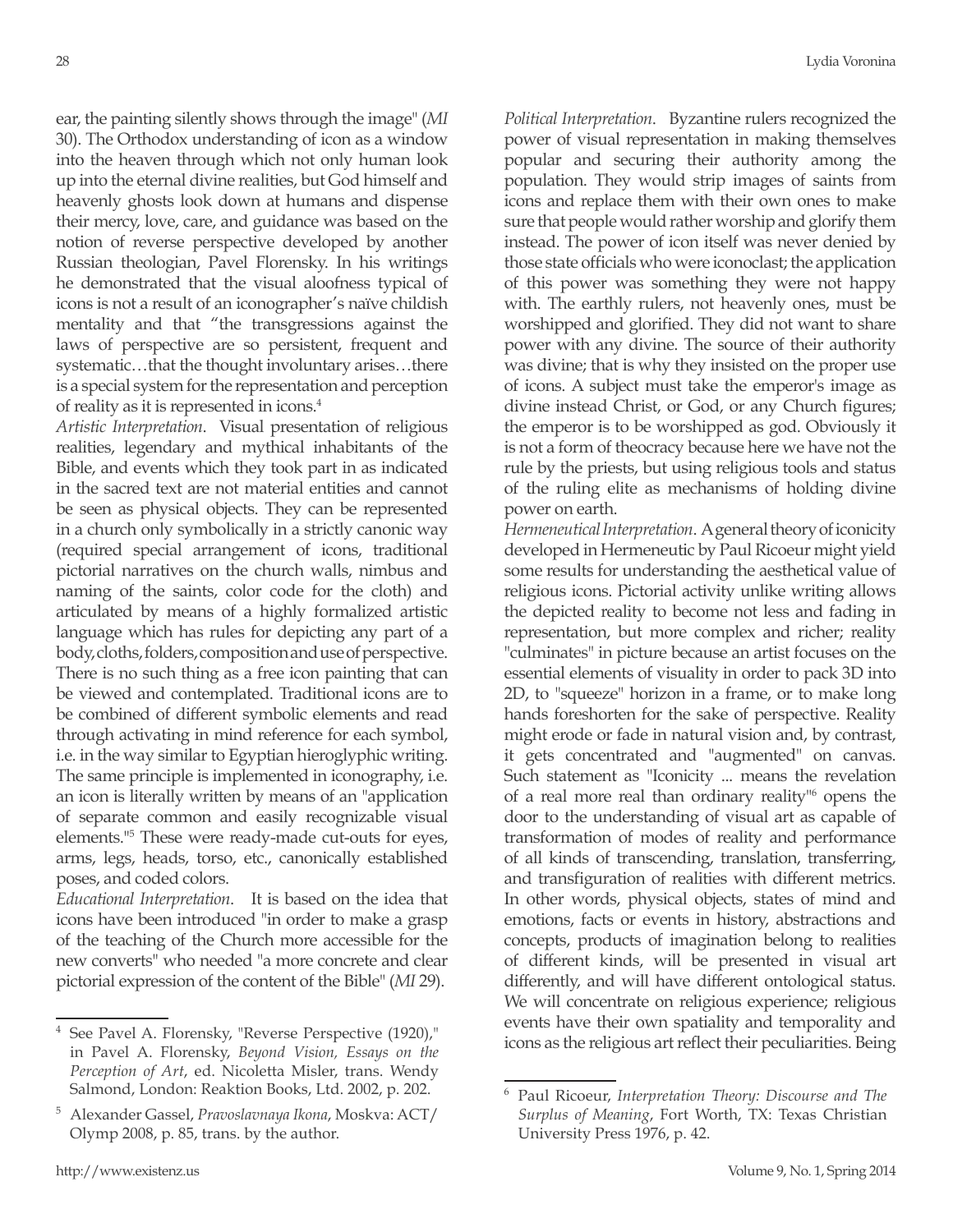ear, the painting silently shows through the image" (*MI* 30). The Orthodox understanding of icon as a window into the heaven through which not only human look up into the eternal divine realities, but God himself and heavenly ghosts look down at humans and dispense their mercy, love, care, and guidance was based on the notion of reverse perspective developed by another Russian theologian, Pavel Florensky. In his writings he demonstrated that the visual aloofness typical of icons is not a result of an iconographer's naïve childish mentality and that "the transgressions against the laws of perspective are so persistent, frequent and systematic…that the thought involuntary arises…there is a special system for the representation and perception of reality as it is represented in icons.[4]

*Artistic Interpretation*. Visual presentation of religious realities, legendary and mythical inhabitants of the Bible, and events which they took part in as indicated in the sacred text are not material entities and cannot be seen as physical objects. They can be represented in a church only symbolically in a strictly canonic way (required special arrangement of icons, traditional pictorial narratives on the church walls, nimbus and naming of the saints, color code for the cloth) and articulated by means of a highly formalized artistic language which has rules for depicting any part of a body, cloths, folders, composition and use of perspective. There is no such thing as a free icon painting that can be viewed and contemplated. Traditional icons are to be combined of different symbolic elements and read through activating in mind reference for each symbol, i.e. in the way similar to Egyptian hieroglyphic writing. The same principle is implemented in iconography, i.e. an icon is literally written by means of an "application of separate common and easily recognizable visual elements."[5] These were ready-made cut-outs for eyes, arms, legs, heads, torso, etc., canonically established poses, and coded colors.

*Educational Interpretation*. It is based on the idea that icons have been introduced "in order to make a grasp of the teaching of the Church more accessible for the new converts" who needed "a more concrete and clear pictorial expression of the content of the Bible" (*MI* 29).

*Political Interpretation*. Byzantine rulers recognized the power of visual representation in making themselves popular and securing their authority among the population. They would strip images of saints from icons and replace them with their own ones to make sure that people would rather worship and glorify them instead. The power of icon itself was never denied by those state officials who were iconoclast; the application of this power was something they were not happy with. The earthly rulers, not heavenly ones, must be worshipped and glorified. They did not want to share power with any divine. The source of their authority was divine; that is why they insisted on the proper use of icons. A subject must take the emperor's image as divine instead Christ, or God, or any Church figures; the emperor is to be worshipped as god. Obviously it is not a form of theocracy because here we have not the rule by the priests, but using religious tools and status of the ruling elite as mechanisms of holding divine power on earth.

*Hermeneutical Interpretation*. A general theory of iconicity developed in Hermeneutic by Paul Ricoeur might yield some results for understanding the aesthetical value of religious icons. Pictorial activity unlike writing allows the depicted reality to become not less and fading in representation, but more complex and richer; reality "culminates" in picture because an artist focuses on the essential elements of visuality in order to pack 3D into 2D, to "squeeze" horizon in a frame, or to make long hands foreshorten for the sake of perspective. Reality might erode or fade in natural vision and, by contrast, it gets concentrated and "augmented" on canvas. Such statement as "Iconicity ... means the revelation of a real more real than ordinary reality"[6] opens the door to the understanding of visual art as capable of transformation of modes of reality and performance of all kinds of transcending, translation, transferring, and transfiguration of realities with different metrics. In other words, physical objects, states of mind and emotions, facts or events in history, abstractions and concepts, products of imagination belong to realities of different kinds, will be presented in visual art differently, and will have different ontological status. We will concentrate on religious experience; religious events have their own spatiality and temporality and icons as the religious art reflect their peculiarities. Being

---

[4] See Pavel A. Florensky, "Reverse Perspective (1920)," in Pavel A. Florensky, *Beyond Vision, Essays on the Perception of Art*, ed. Nicoletta Misler, trans. Wendy Salmond, London: Reaktion Books, Ltd. 2002, p. 202.

[5] Alexander Gassel, *Pravoslavnaya Ikona*, Moskva: ACT/Olymp 2008, p. 85, trans. by the author.

[6] Paul Ricoeur, *Interpretation Theory: Discourse and The Surplus of Meaning*, Fort Worth, TX: Texas Christian University Press 1976, p. 42.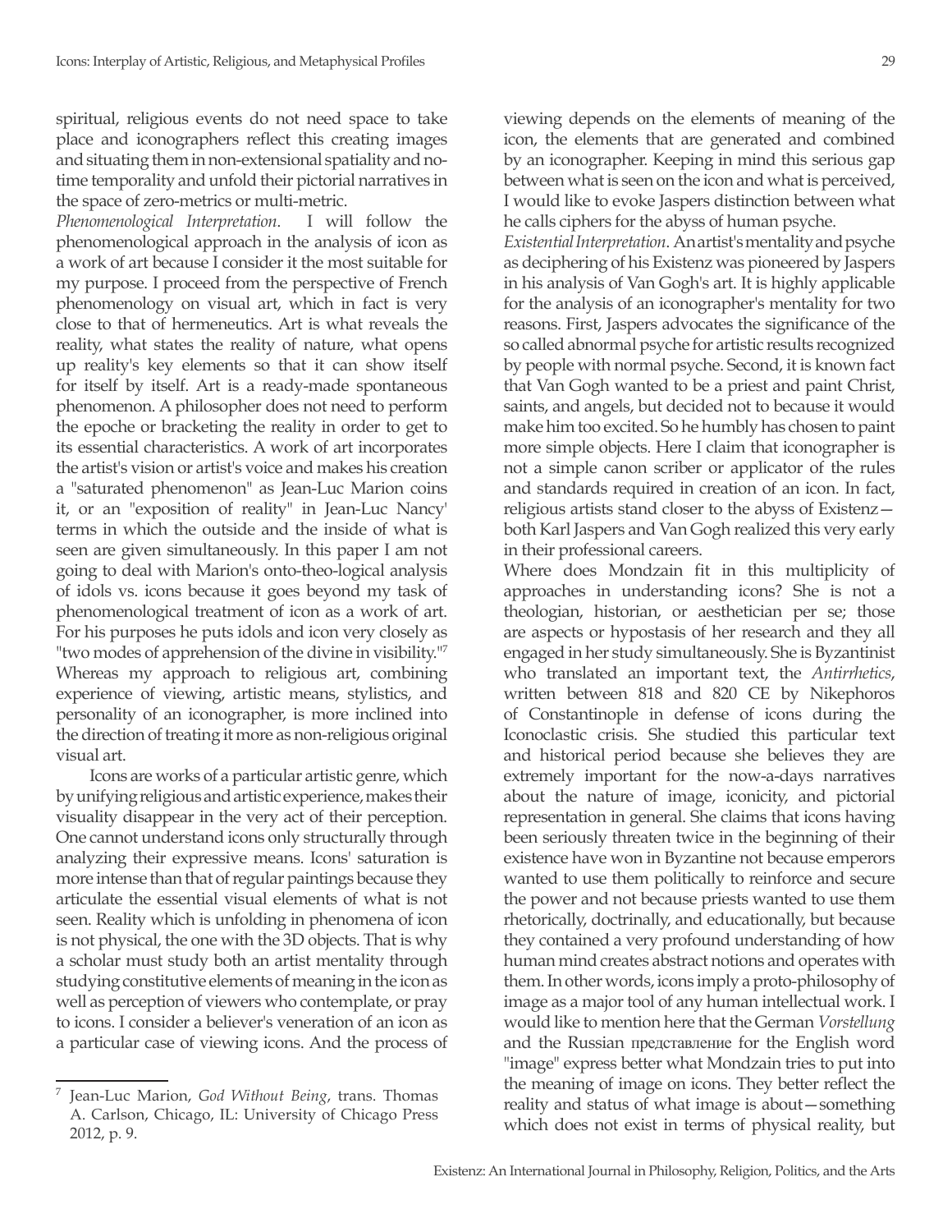spiritual, religious events do not need space to take place and iconographers reflect this creating images and situating them in non-extensional spatiality and no-time temporality and unfold their pictorial narratives in the space of zero-metrics or multi-metric.

*Phenomenological Interpretation*. I will follow the phenomenological approach in the analysis of icon as a work of art because I consider it the most suitable for my purpose. I proceed from the perspective of French phenomenology on visual art, which in fact is very close to that of hermeneutics. Art is what reveals the reality, what states the reality of nature, what opens up reality's key elements so that it can show itself for itself by itself. Art is a ready-made spontaneous phenomenon. A philosopher does not need to perform the epoche or bracketing the reality in order to get to its essential characteristics. A work of art incorporates the artist's vision or artist's voice and makes his creation a "saturated phenomenon" as Jean-Luc Marion coins it, or an "exposition of reality" in Jean-Luc Nancy' terms in which the outside and the inside of what is seen are given simultaneously. In this paper I am not going to deal with Marion's onto-theo-logical analysis of idols vs. icons because it goes beyond my task of phenomenological treatment of icon as a work of art. For his purposes he puts idols and icon very closely as "two modes of apprehension of the divine in visibility."[7] Whereas my approach to religious art, combining experience of viewing, artistic means, stylistics, and personality of an iconographer, is more inclined into the direction of treating it more as non-religious original visual art.

Icons are works of a particular artistic genre, which by unifying religious and artistic experience, makes their visuality disappear in the very act of their perception. One cannot understand icons only structurally through analyzing their expressive means. Icons' saturation is more intense than that of regular paintings because they articulate the essential visual elements of what is not seen. Reality which is unfolding in phenomena of icon is not physical, the one with the 3D objects. That is why a scholar must study both an artist mentality through studying constitutive elements of meaning in the icon as well as perception of viewers who contemplate, or pray to icons. I consider a believer's veneration of an icon as a particular case of viewing icons. And the process of viewing depends on the elements of meaning of the icon, the elements that are generated and combined by an iconographer. Keeping in mind this serious gap between what is seen on the icon and what is perceived, I would like to evoke Jaspers distinction between what he calls ciphers for the abyss of human psyche.

*Existential Interpretation*. An artist's mentality and psyche as deciphering of his Existenz was pioneered by Jaspers in his analysis of Van Gogh's art. It is highly applicable for the analysis of an iconographer's mentality for two reasons. First, Jaspers advocates the significance of the so called abnormal psyche for artistic results recognized by people with normal psyche. Second, it is known fact that Van Gogh wanted to be a priest and paint Christ, saints, and angels, but decided not to because it would make him too excited. So he humbly has chosen to paint more simple objects. Here I claim that iconographer is not a simple canon scriber or applicator of the rules and standards required in creation of an icon. In fact, religious artists stand closer to the abyss of Existenz—both Karl Jaspers and Van Gogh realized this very early in their professional careers.

Where does Mondzain fit in this multiplicity of approaches in understanding icons? She is not a theologian, historian, or aesthetician per se; those are aspects or hypostasis of her research and they all engaged in her study simultaneously. She is Byzantinist who translated an important text, the *Antirrhetics*, written between 818 and 820 CE by Nikephoros of Constantinople in defense of icons during the Iconoclastic crisis. She studied this particular text and historical period because she believes they are extremely important for the now-a-days narratives about the nature of image, iconicity, and pictorial representation in general. She claims that icons having been seriously threaten twice in the beginning of their existence have won in Byzantine not because emperors wanted to use them politically to reinforce and secure the power and not because priests wanted to use them rhetorically, doctrinally, and educationally, but because they contained a very profound understanding of how human mind creates abstract notions and operates with them. In other words, icons imply a proto-philosophy of image as a major tool of any human intellectual work. I would like to mention here that the German *Vorstellung* and the Russian представление for the English word "image" express better what Mondzain tries to put into the meaning of image on icons. They better reflect the reality and status of what image is about—something which does not exist in terms of physical reality, but

---

[7] Jean-Luc Marion, *God Without Being*, trans. Thomas A. Carlson, Chicago, IL: University of Chicago Press 2012, p. 9.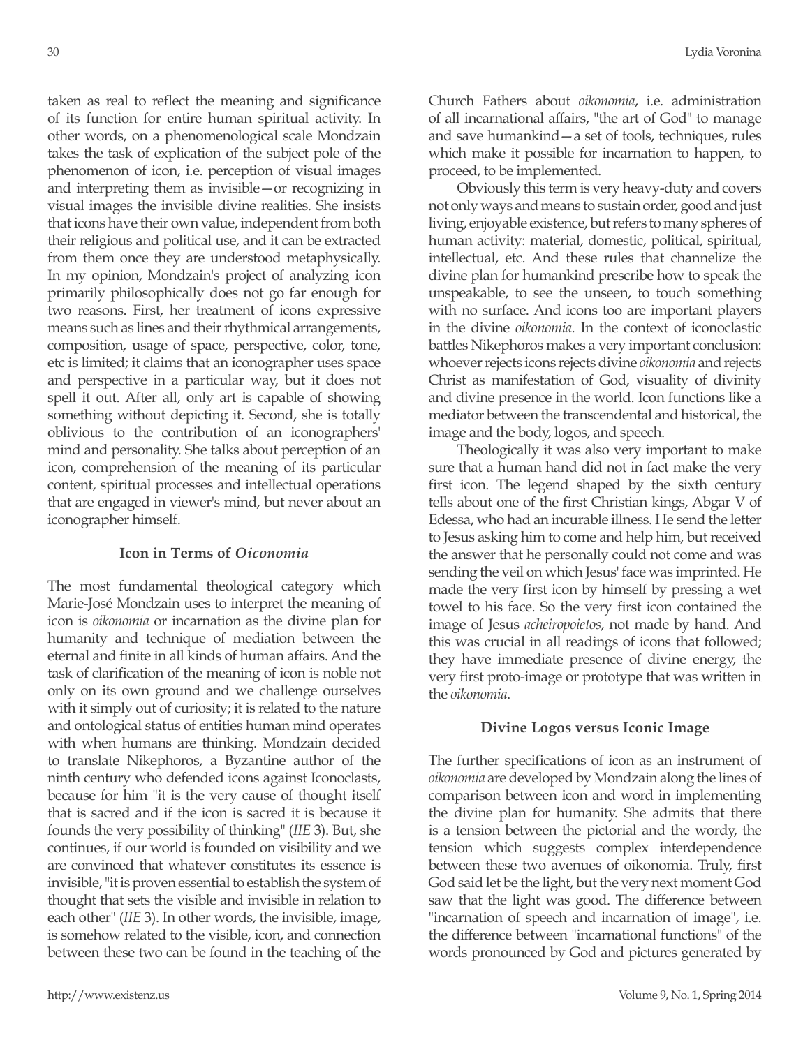taken as real to reflect the meaning and significance of its function for entire human spiritual activity. In other words, on a phenomenological scale Mondzain takes the task of explication of the subject pole of the phenomenon of icon, i.e. perception of visual images and interpreting them as invisible—or recognizing in visual images the invisible divine realities. She insists that icons have their own value, independent from both their religious and political use, and it can be extracted from them once they are understood metaphysically. In my opinion, Mondzain's project of analyzing icon primarily philosophically does not go far enough for two reasons. First, her treatment of icons expressive means such as lines and their rhythmical arrangements, composition, usage of space, perspective, color, tone, etc is limited; it claims that an iconographer uses space and perspective in a particular way, but it does not spell it out. After all, only art is capable of showing something without depicting it. Second, she is totally oblivious to the contribution of an iconographers' mind and personality. She talks about perception of an icon, comprehension of the meaning of its particular content, spiritual processes and intellectual operations that are engaged in viewer's mind, but never about an iconographer himself.

### Icon in Terms of *Oiconomia*

The most fundamental theological category which Marie-José Mondzain uses to interpret the meaning of icon is *oikonomia* or incarnation as the divine plan for humanity and technique of mediation between the eternal and finite in all kinds of human affairs. And the task of clarification of the meaning of icon is noble not only on its own ground and we challenge ourselves with it simply out of curiosity; it is related to the nature and ontological status of entities human mind operates with when humans are thinking. Mondzain decided to translate Nikephoros, a Byzantine author of the ninth century who defended icons against Iconoclasts, because for him "it is the very cause of thought itself that is sacred and if the icon is sacred it is because it founds the very possibility of thinking" (*IIE* 3). But, she continues, if our world is founded on visibility and we are convinced that whatever constitutes its essence is invisible, "it is proven essential to establish the system of thought that sets the visible and invisible in relation to each other" (*IIE* 3). In other words, the invisible, image, is somehow related to the visible, icon, and connection between these two can be found in the teaching of the Church Fathers about *oikonomia*, i.e. administration of all incarnational affairs, "the art of God" to manage and save humankind—a set of tools, techniques, rules which make it possible for incarnation to happen, to proceed, to be implemented.

Obviously this term is very heavy-duty and covers not only ways and means to sustain order, good and just living, enjoyable existence, but refers to many spheres of human activity: material, domestic, political, spiritual, intellectual, etc. And these rules that channelize the divine plan for humankind prescribe how to speak the unspeakable, to see the unseen, to touch something with no surface. And icons too are important players in the divine *oikonomia*. In the context of iconoclastic battles Nikephoros makes a very important conclusion: whoever rejects icons rejects divine *oikonomia* and rejects Christ as manifestation of God, visuality of divinity and divine presence in the world. Icon functions like a mediator between the transcendental and historical, the image and the body, logos, and speech.

Theologically it was also very important to make sure that a human hand did not in fact make the very first icon. The legend shaped by the sixth century tells about one of the first Christian kings, Abgar V of Edessa, who had an incurable illness. He send the letter to Jesus asking him to come and help him, but received the answer that he personally could not come and was sending the veil on which Jesus' face was imprinted. He made the very first icon by himself by pressing a wet towel to his face. So the very first icon contained the image of Jesus *acheiropoietos*, not made by hand. And this was crucial in all readings of icons that followed; they have immediate presence of divine energy, the very first proto-image or prototype that was written in the *oikonomia*.

### Divine Logos versus Iconic Image

The further specifications of icon as an instrument of *oikonomia* are developed by Mondzain along the lines of comparison between icon and word in implementing the divine plan for humanity. She admits that there is a tension between the pictorial and the wordy, the tension which suggests complex interdependence between these two avenues of oikonomia. Truly, first God said let be the light, but the very next moment God saw that the light was good. The difference between "incarnation of speech and incarnation of image", i.e. the difference between "incarnational functions" of the words pronounced by God and pictures generated by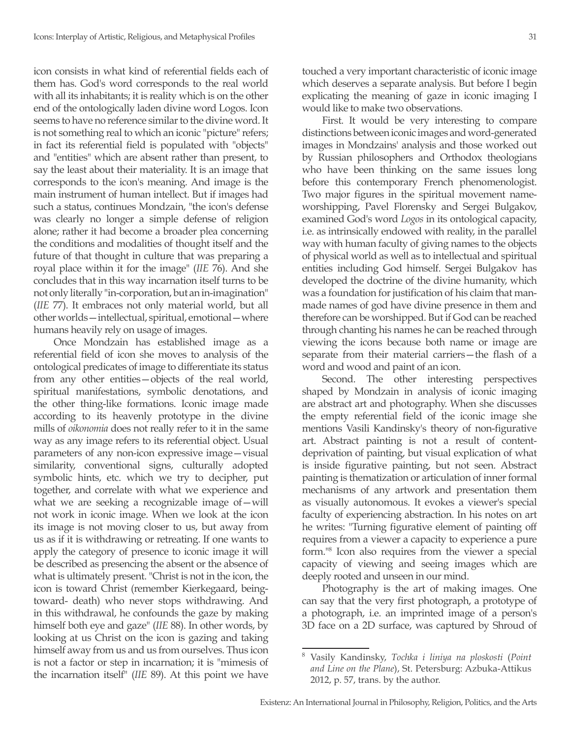icon consists in what kind of referential fields each of them has. God's word corresponds to the real world with all its inhabitants; it is reality which is on the other end of the ontologically laden divine word Logos. Icon seems to have no reference similar to the divine word. It is not something real to which an iconic "picture" refers; in fact its referential field is populated with "objects" and "entities" which are absent rather than present, to say the least about their materiality. It is an image that corresponds to the icon's meaning. And image is the main instrument of human intellect. But if images had such a status, continues Mondzain, "the icon's defense was clearly no longer a simple defense of religion alone; rather it had become a broader plea concerning the conditions and modalities of thought itself and the future of that thought in culture that was preparing a royal place within it for the image" (*IIE* 76). And she concludes that in this way incarnation itself turns to be not only literally "in-corporation, but an in-imagination" (*IIE* 77). It embraces not only material world, but all other worlds—intellectual, spiritual, emotional—where humans heavily rely on usage of images.

Once Mondzain has established image as a referential field of icon she moves to analysis of the ontological predicates of image to differentiate its status from any other entities—objects of the real world, spiritual manifestations, symbolic denotations, and the other thing-like formations. Iconic image made according to its heavenly prototype in the divine mills of *oikonomia* does not really refer to it in the same way as any image refers to its referential object. Usual parameters of any non-icon expressive image—visual similarity, conventional signs, culturally adopted symbolic hints, etc. which we try to decipher, put together, and correlate with what we experience and what we are seeking a recognizable image of—will not work in iconic image. When we look at the icon its image is not moving closer to us, but away from us as if it is withdrawing or retreating. If one wants to apply the category of presence to iconic image it will be described as presencing the absent or the absence of what is ultimately present. "Christ is not in the icon, the icon is toward Christ (remember Kierkegaard, being-toward- death) who never stops withdrawing. And in this withdrawal, he confounds the gaze by making himself both eye and gaze" (*IIE* 88). In other words, by looking at us Christ on the icon is gazing and taking himself away from us and us from ourselves. Thus icon is not a factor or step in incarnation; it is "mimesis of the incarnation itself" (*IIE* 89). At this point we have touched a very important characteristic of iconic image which deserves a separate analysis. But before I begin explicating the meaning of gaze in iconic imaging I would like to make two observations.

First. It would be very interesting to compare distinctions between iconic images and word-generated images in Mondzains' analysis and those worked out by Russian philosophers and Orthodox theologians who have been thinking on the same issues long before this contemporary French phenomenologist. Two major figures in the spiritual movement name-worshipping, Pavel Florensky and Sergei Bulgakov, examined God's word *Logos* in its ontological capacity, i.e. as intrinsically endowed with reality, in the parallel way with human faculty of giving names to the objects of physical world as well as to intellectual and spiritual entities including God himself. Sergei Bulgakov has developed the doctrine of the divine humanity, which was a foundation for justification of his claim that man-made names of god have divine presence in them and therefore can be worshipped. But if God can be reached through chanting his names he can be reached through viewing the icons because both name or image are separate from their material carriers—the flash of a word and wood and paint of an icon.

Second. The other interesting perspectives shaped by Mondzain in analysis of iconic imaging are abstract art and photography. When she discusses the empty referential field of the iconic image she mentions Vasili Kandinsky's theory of non-figurative art. Abstract painting is not a result of content-deprivation of painting, but visual explication of what is inside figurative painting, but not seen. Abstract painting is thematization or articulation of inner formal mechanisms of any artwork and presentation them as visually autonomous. It evokes a viewer's special faculty of experiencing abstraction. In his notes on art he writes: "Turning figurative element of painting off requires from a viewer a capacity to experience a pure form."[8] Icon also requires from the viewer a special capacity of viewing and seeing images which are deeply rooted and unseen in our mind.

Photography is the art of making images. One can say that the very first photograph, a prototype of a photograph, i.e. an imprinted image of a person's 3D face on a 2D surface, was captured by Shroud of

---

[8] Vasily Kandinsky, *Tochka i liniya na ploskosti* (*Point and Line on the Plane*), St. Petersburg: Azbuka-Attikus 2012, p. 57, trans. by the author.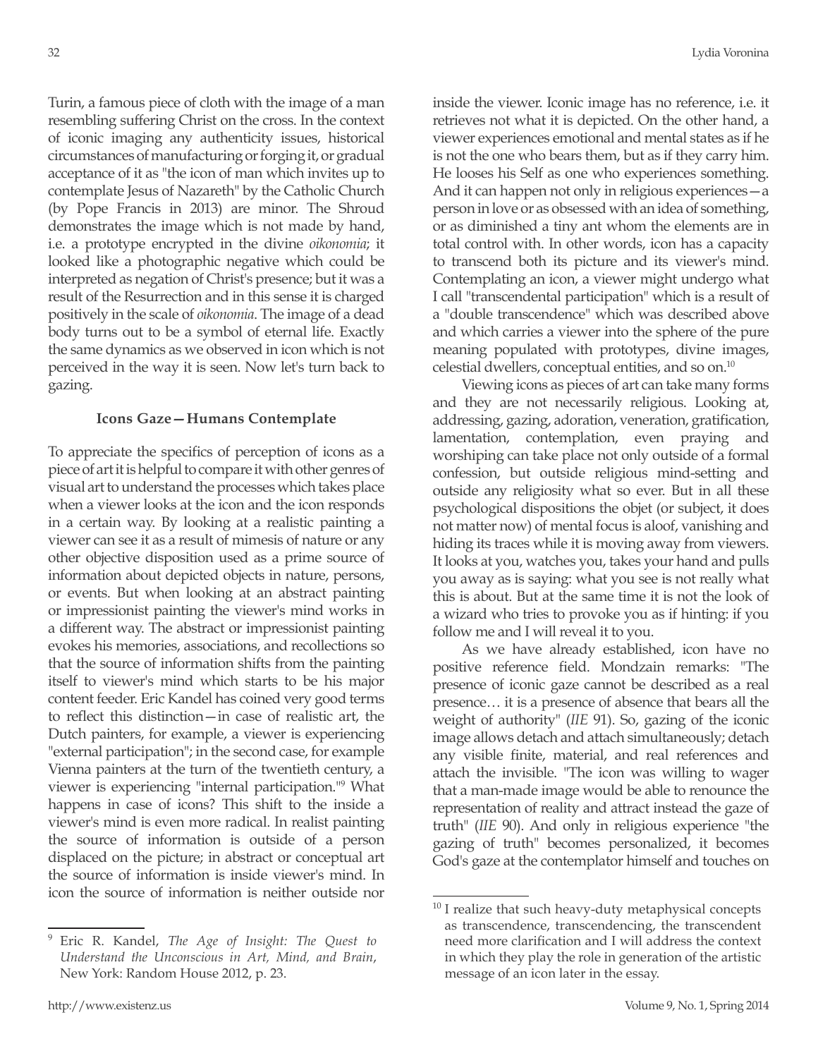Turin, a famous piece of cloth with the image of a man resembling suffering Christ on the cross. In the context of iconic imaging any authenticity issues, historical circumstances of manufacturing or forging it, or gradual acceptance of it as "the icon of man which invites up to contemplate Jesus of Nazareth" by the Catholic Church (by Pope Francis in 2013) are minor. The Shroud demonstrates the image which is not made by hand, i.e. a prototype encrypted in the divine *oikonomia*; it looked like a photographic negative which could be interpreted as negation of Christ's presence; but it was a result of the Resurrection and in this sense it is charged positively in the scale of *oikonomia*. The image of a dead body turns out to be a symbol of eternal life. Exactly the same dynamics as we observed in icon which is not perceived in the way it is seen. Now let's turn back to gazing.

### Icons Gaze—Humans Contemplate

To appreciate the specifics of perception of icons as a piece of art it is helpful to compare it with other genres of visual art to understand the processes which takes place when a viewer looks at the icon and the icon responds in a certain way. By looking at a realistic painting a viewer can see it as a result of mimesis of nature or any other objective disposition used as a prime source of information about depicted objects in nature, persons, or events. But when looking at an abstract painting or impressionist painting the viewer's mind works in a different way. The abstract or impressionist painting evokes his memories, associations, and recollections so that the source of information shifts from the painting itself to viewer's mind which starts to be his major content feeder. Eric Kandel has coined very good terms to reflect this distinction—in case of realistic art, the Dutch painters, for example, a viewer is experiencing "external participation"; in the second case, for example Vienna painters at the turn of the twentieth century, a viewer is experiencing "internal participation."[9] What happens in case of icons? This shift to the inside a viewer's mind is even more radical. In realist painting the source of information is outside of a person displaced on the picture; in abstract or conceptual art the source of information is inside viewer's mind. In icon the source of information is neither outside nor inside the viewer. Iconic image has no reference, i.e. it retrieves not what it is depicted. On the other hand, a viewer experiences emotional and mental states as if he is not the one who bears them, but as if they carry him. He looses his Self as one who experiences something. And it can happen not only in religious experiences—a person in love or as obsessed with an idea of something, or as diminished a tiny ant whom the elements are in total control with. In other words, icon has a capacity to transcend both its picture and its viewer's mind. Contemplating an icon, a viewer might undergo what I call "transcendental participation" which is a result of a "double transcendence" which was described above and which carries a viewer into the sphere of the pure meaning populated with prototypes, divine images, celestial dwellers, conceptual entities, and so on.[10]

Viewing icons as pieces of art can take many forms and they are not necessarily religious. Looking at, addressing, gazing, adoration, veneration, gratification, lamentation, contemplation, even praying and worshiping can take place not only outside of a formal confession, but outside religious mind-setting and outside any religiosity what so ever. But in all these psychological dispositions the objet (or subject, it does not matter now) of mental focus is aloof, vanishing and hiding its traces while it is moving away from viewers. It looks at you, watches you, takes your hand and pulls you away as is saying: what you see is not really what this is about. But at the same time it is not the look of a wizard who tries to provoke you as if hinting: if you follow me and I will reveal it to you.

As we have already established, icon have no positive reference field. Mondzain remarks: "The presence of iconic gaze cannot be described as a real presence… it is a presence of absence that bears all the weight of authority" (*IIE* 91). So, gazing of the iconic image allows detach and attach simultaneously; detach any visible finite, material, and real references and attach the invisible. "The icon was willing to wager that a man-made image would be able to renounce the representation of reality and attract instead the gaze of truth" (*IIE* 90). And only in religious experience "the gazing of truth" becomes personalized, it becomes God's gaze at the contemplator himself and touches on

---

[9] Eric R. Kandel, *The Age of Insight: The Quest to Understand the Unconscious in Art, Mind, and Brain*, New York: Random House 2012, p. 23.

[10] I realize that such heavy-duty metaphysical concepts as transcendence, transcendencing, the transcendent need more clarification and I will address the context in which they play the role in generation of the artistic message of an icon later in the essay.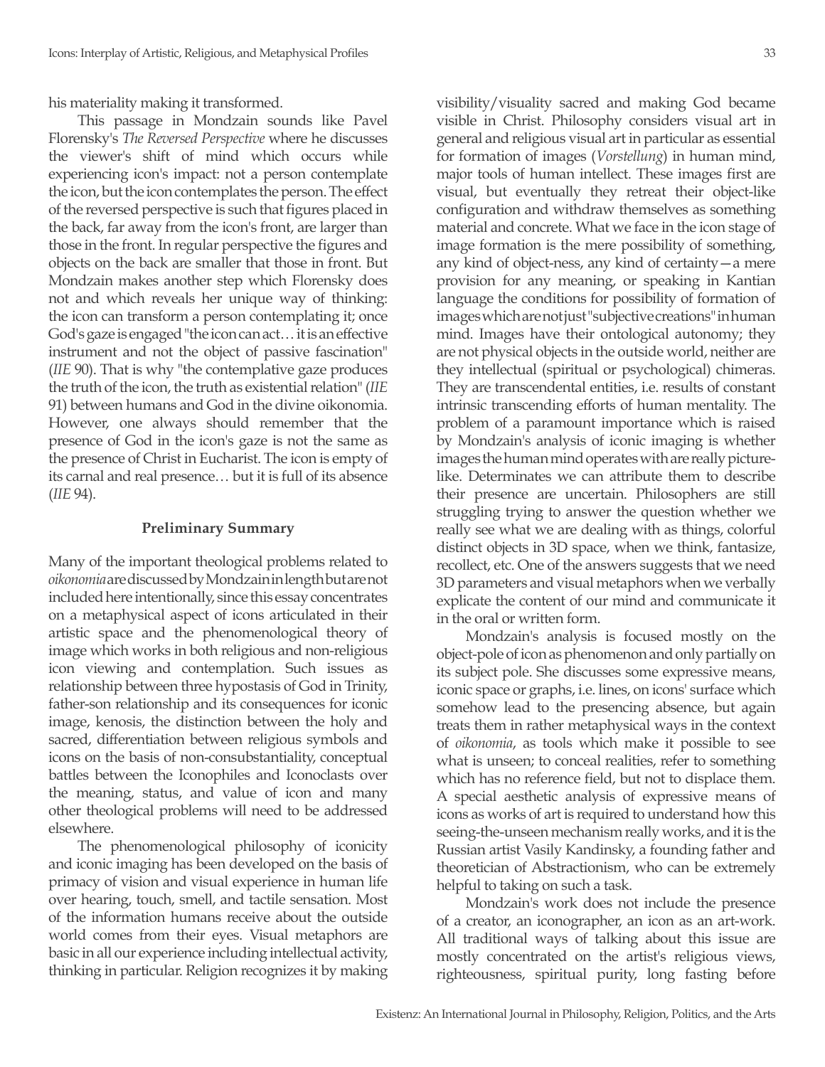his materiality making it transformed.

This passage in Mondzain sounds like Pavel Florensky's *The Reversed Perspective* where he discusses the viewer's shift of mind which occurs while experiencing icon's impact: not a person contemplate the icon, but the icon contemplates the person. The effect of the reversed perspective is such that figures placed in the back, far away from the icon's front, are larger than those in the front. In regular perspective the figures and objects on the back are smaller that those in front. But Mondzain makes another step which Florensky does not and which reveals her unique way of thinking: the icon can transform a person contemplating it; once God's gaze is engaged "the icon can act… it is an effective instrument and not the object of passive fascination" (*IIE* 90). That is why "the contemplative gaze produces the truth of the icon, the truth as existential relation" (*IIE* 91) between humans and God in the divine oikonomia. However, one always should remember that the presence of God in the icon's gaze is not the same as the presence of Christ in Eucharist. The icon is empty of its carnal and real presence… but it is full of its absence (*IIE* 94).

### Preliminary Summary

Many of the important theological problems related to *oikonomia* are discussed by Mondzain in length but are not included here intentionally, since this essay concentrates on a metaphysical aspect of icons articulated in their artistic space and the phenomenological theory of image which works in both religious and non-religious icon viewing and contemplation. Such issues as relationship between three hypostasis of God in Trinity, father-son relationship and its consequences for iconic image, kenosis, the distinction between the holy and sacred, differentiation between religious symbols and icons on the basis of non-consubstantiality, conceptual battles between the Iconophiles and Iconoclasts over the meaning, status, and value of icon and many other theological problems will need to be addressed elsewhere.

The phenomenological philosophy of iconicity and iconic imaging has been developed on the basis of primacy of vision and visual experience in human life over hearing, touch, smell, and tactile sensation. Most of the information humans receive about the outside world comes from their eyes. Visual metaphors are basic in all our experience including intellectual activity, thinking in particular. Religion recognizes it by making visibility/visuality sacred and making God became visible in Christ. Philosophy considers visual art in general and religious visual art in particular as essential for formation of images (*Vorstellung*) in human mind, major tools of human intellect. These images first are visual, but eventually they retreat their object-like configuration and withdraw themselves as something material and concrete. What we face in the icon stage of image formation is the mere possibility of something, any kind of object-ness, any kind of certainty—a mere provision for any meaning, or speaking in Kantian language the conditions for possibility of formation of images which are not just "subjective creations" in human mind. Images have their ontological autonomy; they are not physical objects in the outside world, neither are they intellectual (spiritual or psychological) chimeras. They are transcendental entities, i.e. results of constant intrinsic transcending efforts of human mentality. The problem of a paramount importance which is raised by Mondzain's analysis of iconic imaging is whether images the human mind operates with are really picture-like. Determinates we can attribute them to describe their presence are uncertain. Philosophers are still struggling trying to answer the question whether we really see what we are dealing with as things, colorful distinct objects in 3D space, when we think, fantasize, recollect, etc. One of the answers suggests that we need 3D parameters and visual metaphors when we verbally explicate the content of our mind and communicate it in the oral or written form.

Mondzain's analysis is focused mostly on the object-pole of icon as phenomenon and only partially on its subject pole. She discusses some expressive means, iconic space or graphs, i.e. lines, on icons' surface which somehow lead to the presencing absence, but again treats them in rather metaphysical ways in the context of *oikonomia*, as tools which make it possible to see what is unseen; to conceal realities, refer to something which has no reference field, but not to displace them. A special aesthetic analysis of expressive means of icons as works of art is required to understand how this seeing-the-unseen mechanism really works, and it is the Russian artist Vasily Kandinsky, a founding father and theoretician of Abstractionism, who can be extremely helpful to taking on such a task.

Mondzain's work does not include the presence of a creator, an iconographer, an icon as an art-work. All traditional ways of talking about this issue are mostly concentrated on the artist's religious views, righteousness, spiritual purity, long fasting before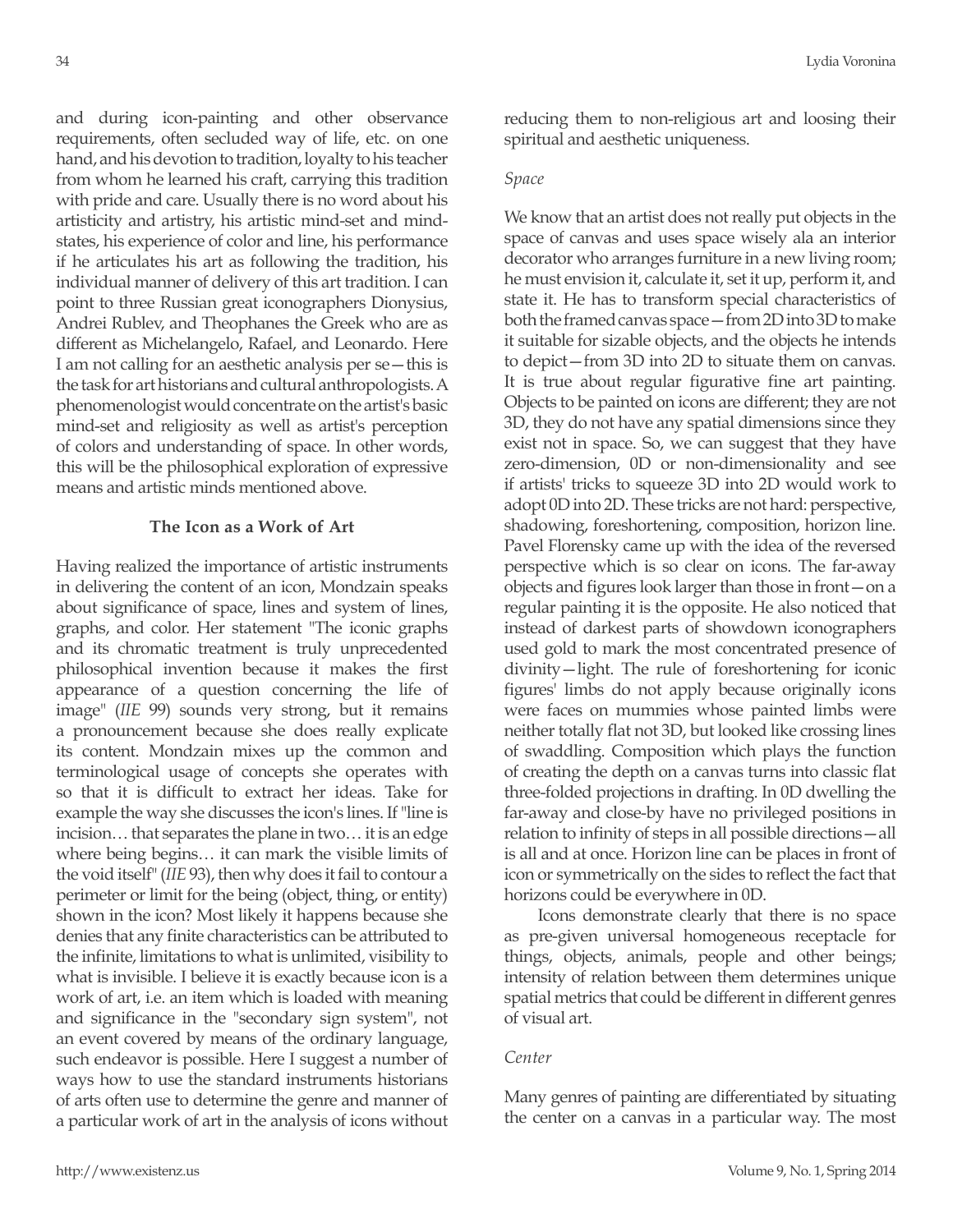and during icon-painting and other observance requirements, often secluded way of life, etc. on one hand, and his devotion to tradition, loyalty to his teacher from whom he learned his craft, carrying this tradition with pride and care. Usually there is no word about his artisticity and artistry, his artistic mind-set and mind-states, his experience of color and line, his performance if he articulates his art as following the tradition, his individual manner of delivery of this art tradition. I can point to three Russian great iconographers Dionysius, Andrei Rublev, and Theophanes the Greek who are as different as Michelangelo, Rafael, and Leonardo. Here I am not calling for an aesthetic analysis per se—this is the task for art historians and cultural anthropologists. A phenomenologist would concentrate on the artist's basic mind-set and religiosity as well as artist's perception of colors and understanding of space. In other words, this will be the philosophical exploration of expressive means and artistic minds mentioned above.

## The Icon as a Work of Art

Having realized the importance of artistic instruments in delivering the content of an icon, Mondzain speaks about significance of space, lines and system of lines, graphs, and color. Her statement "The iconic graphs and its chromatic treatment is truly unprecedented philosophical invention because it makes the first appearance of a question concerning the life of image" (*IIE* 99) sounds very strong, but it remains a pronouncement because she does really explicate its content. Mondzain mixes up the common and terminological usage of concepts she operates with so that it is difficult to extract her ideas. Take for example the way she discusses the icon's lines. If "line is incision… that separates the plane in two… it is an edge where being begins… it can mark the visible limits of the void itself" (*IIE* 93), then why does it fail to contour a perimeter or limit for the being (object, thing, or entity) shown in the icon? Most likely it happens because she denies that any finite characteristics can be attributed to the infinite, limitations to what is unlimited, visibility to what is invisible. I believe it is exactly because icon is a work of art, i.e. an item which is loaded with meaning and significance in the "secondary sign system", not an event covered by means of the ordinary language, such endeavor is possible. Here I suggest a number of ways how to use the standard instruments historians of arts often use to determine the genre and manner of a particular work of art in the analysis of icons without reducing them to non-religious art and loosing their spiritual and aesthetic uniqueness.

*Space*

We know that an artist does not really put objects in the space of canvas and uses space wisely ala an interior decorator who arranges furniture in a new living room; he must envision it, calculate it, set it up, perform it, and state it. He has to transform special characteristics of both the framed canvas space—from 2D into 3D to make it suitable for sizable objects, and the objects he intends to depict—from 3D into 2D to situate them on canvas. It is true about regular figurative fine art painting. Objects to be painted on icons are different; they are not 3D, they do not have any spatial dimensions since they exist not in space. So, we can suggest that they have zero-dimension, 0D or non-dimensionality and see if artists' tricks to squeeze 3D into 2D would work to adopt 0D into 2D. These tricks are not hard: perspective, shadowing, foreshortening, composition, horizon line. Pavel Florensky came up with the idea of the reversed perspective which is so clear on icons. The far-away objects and figures look larger than those in front—on a regular painting it is the opposite. He also noticed that instead of darkest parts of showdown iconographers used gold to mark the most concentrated presence of divinity—light. The rule of foreshortening for iconic figures' limbs do not apply because originally icons were faces on mummies whose painted limbs were neither totally flat not 3D, but looked like crossing lines of swaddling. Composition which plays the function of creating the depth on a canvas turns into classic flat three-folded projections in drafting. In 0D dwelling the far-away and close-by have no privileged positions in relation to infinity of steps in all possible directions—all is all and at once. Horizon line can be places in front of icon or symmetrically on the sides to reflect the fact that horizons could be everywhere in 0D.

Icons demonstrate clearly that there is no space as pre-given universal homogeneous receptacle for things, objects, animals, people and other beings; intensity of relation between them determines unique spatial metrics that could be different in different genres of visual art.

*Center*

Many genres of painting are differentiated by situating the center on a canvas in a particular way. The most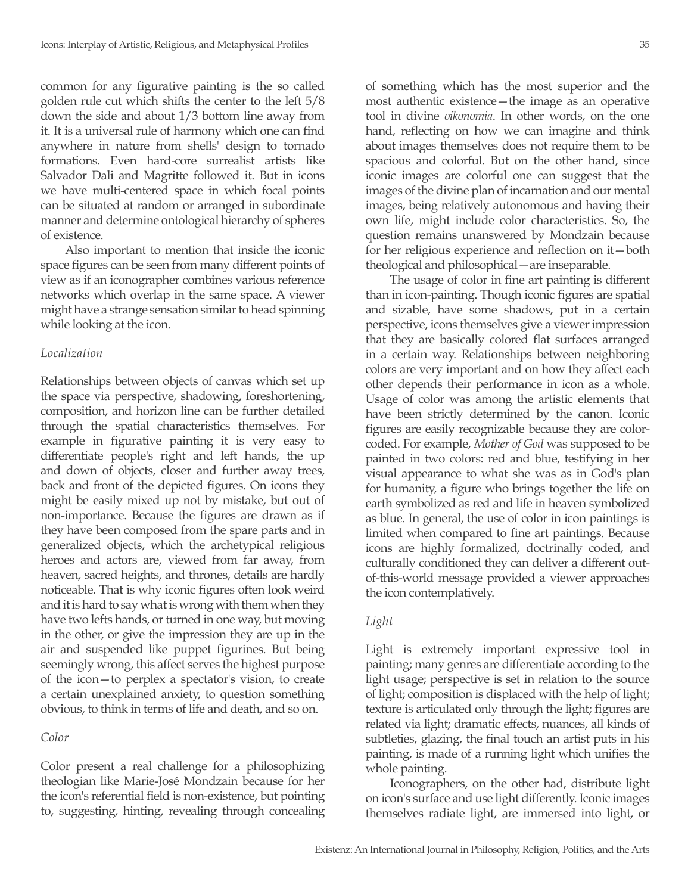common for any figurative painting is the so called golden rule cut which shifts the center to the left 5/8 down the side and about 1/3 bottom line away from it. It is a universal rule of harmony which one can find anywhere in nature from shells' design to tornado formations. Even hard-core surrealist artists like Salvador Dali and Magritte followed it. But in icons we have multi-centered space in which focal points can be situated at random or arranged in subordinate manner and determine ontological hierarchy of spheres of existence.

Also important to mention that inside the iconic space figures can be seen from many different points of view as if an iconographer combines various reference networks which overlap in the same space. A viewer might have a strange sensation similar to head spinning while looking at the icon.

*Localization*

Relationships between objects of canvas which set up the space via perspective, shadowing, foreshortening, composition, and horizon line can be further detailed through the spatial characteristics themselves. For example in figurative painting it is very easy to differentiate people's right and left hands, the up and down of objects, closer and further away trees, back and front of the depicted figures. On icons they might be easily mixed up not by mistake, but out of non-importance. Because the figures are drawn as if they have been composed from the spare parts and in generalized objects, which the archetypical religious heroes and actors are, viewed from far away, from heaven, sacred heights, and thrones, details are hardly noticeable. That is why iconic figures often look weird and it is hard to say what is wrong with them when they have two lefts hands, or turned in one way, but moving in the other, or give the impression they are up in the air and suspended like puppet figurines. But being seemingly wrong, this affect serves the highest purpose of the icon—to perplex a spectator's vision, to create a certain unexplained anxiety, to question something obvious, to think in terms of life and death, and so on.

*Color*

Color present a real challenge for a philosophizing theologian like Marie-José Mondzain because for her the icon's referential field is non-existence, but pointing to, suggesting, hinting, revealing through concealing of something which has the most superior and the most authentic existence—the image as an operative tool in divine *oikonomia*. In other words, on the one hand, reflecting on how we can imagine and think about images themselves does not require them to be spacious and colorful. But on the other hand, since iconic images are colorful one can suggest that the images of the divine plan of incarnation and our mental images, being relatively autonomous and having their own life, might include color characteristics. So, the question remains unanswered by Mondzain because for her religious experience and reflection on it—both theological and philosophical—are inseparable.

The usage of color in fine art painting is different than in icon-painting. Though iconic figures are spatial and sizable, have some shadows, put in a certain perspective, icons themselves give a viewer impression that they are basically colored flat surfaces arranged in a certain way. Relationships between neighboring colors are very important and on how they affect each other depends their performance in icon as a whole. Usage of color was among the artistic elements that have been strictly determined by the canon. Iconic figures are easily recognizable because they are color-coded. For example, *Mother of God* was supposed to be painted in two colors: red and blue, testifying in her visual appearance to what she was as in God's plan for humanity, a figure who brings together the life on earth symbolized as red and life in heaven symbolized as blue. In general, the use of color in icon paintings is limited when compared to fine art paintings. Because icons are highly formalized, doctrinally coded, and culturally conditioned they can deliver a different out-of-this-world message provided a viewer approaches the icon contemplatively.

*Light*

Light is extremely important expressive tool in painting; many genres are differentiate according to the light usage; perspective is set in relation to the source of light; composition is displaced with the help of light; texture is articulated only through the light; figures are related via light; dramatic effects, nuances, all kinds of subtleties, glazing, the final touch an artist puts in his painting, is made of a running light which unifies the whole painting.

Iconographers, on the other had, distribute light on icon's surface and use light differently. Iconic images themselves radiate light, are immersed into light, or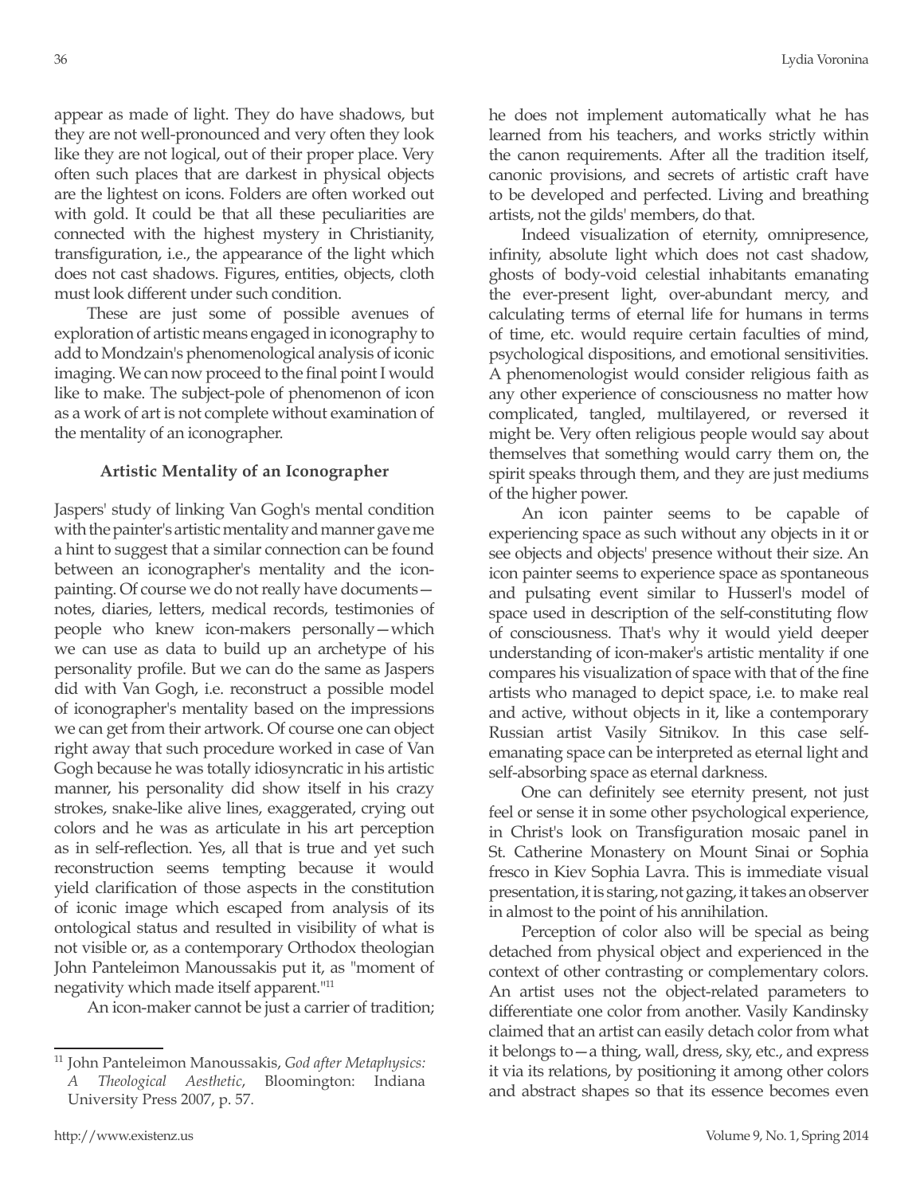appear as made of light. They do have shadows, but they are not well-pronounced and very often they look like they are not logical, out of their proper place. Very often such places that are darkest in physical objects are the lightest on icons. Folders are often worked out with gold. It could be that all these peculiarities are connected with the highest mystery in Christianity, transfiguration, i.e., the appearance of the light which does not cast shadows. Figures, entities, objects, cloth must look different under such condition.

These are just some of possible avenues of exploration of artistic means engaged in iconography to add to Mondzain's phenomenological analysis of iconic imaging. We can now proceed to the final point I would like to make. The subject-pole of phenomenon of icon as a work of art is not complete without examination of the mentality of an iconographer.

### Artistic Mentality of an Iconographer

Jaspers' study of linking Van Gogh's mental condition with the painter's artistic mentality and manner gave me a hint to suggest that a similar connection can be found between an iconographer's mentality and the icon-painting. Of course we do not really have documents—notes, diaries, letters, medical records, testimonies of people who knew icon-makers personally—which we can use as data to build up an archetype of his personality profile. But we can do the same as Jaspers did with Van Gogh, i.e. reconstruct a possible model of iconographer's mentality based on the impressions we can get from their artwork. Of course one can object right away that such procedure worked in case of Van Gogh because he was totally idiosyncratic in his artistic manner, his personality did show itself in his crazy strokes, snake-like alive lines, exaggerated, crying out colors and he was as articulate in his art perception as in self-reflection. Yes, all that is true and yet such reconstruction seems tempting because it would yield clarification of those aspects in the constitution of iconic image which escaped from analysis of its ontological status and resulted in visibility of what is not visible or, as a contemporary Orthodox theologian John Panteleimon Manoussakis put it, as "moment of negativity which made itself apparent."[11]

An icon-maker cannot be just a carrier of tradition; he does not implement automatically what he has learned from his teachers, and works strictly within the canon requirements. After all the tradition itself, canonic provisions, and secrets of artistic craft have to be developed and perfected. Living and breathing artists, not the gilds' members, do that.

Indeed visualization of eternity, omnipresence, infinity, absolute light which does not cast shadow, ghosts of body-void celestial inhabitants emanating the ever-present light, over-abundant mercy, and calculating terms of eternal life for humans in terms of time, etc. would require certain faculties of mind, psychological dispositions, and emotional sensitivities. A phenomenologist would consider religious faith as any other experience of consciousness no matter how complicated, tangled, multilayered, or reversed it might be. Very often religious people would say about themselves that something would carry them on, the spirit speaks through them, and they are just mediums of the higher power.

An icon painter seems to be capable of experiencing space as such without any objects in it or see objects and objects' presence without their size. An icon painter seems to experience space as spontaneous and pulsating event similar to Husserl's model of space used in description of the self-constituting flow of consciousness. That's why it would yield deeper understanding of icon-maker's artistic mentality if one compares his visualization of space with that of the fine artists who managed to depict space, i.e. to make real and active, without objects in it, like a contemporary Russian artist Vasily Sitnikov. In this case self-emanating space can be interpreted as eternal light and self-absorbing space as eternal darkness.

One can definitely see eternity present, not just feel or sense it in some other psychological experience, in Christ's look on Transfiguration mosaic panel in St. Catherine Monastery on Mount Sinai or Sophia fresco in Kiev Sophia Lavra. This is immediate visual presentation, it is staring, not gazing, it takes an observer in almost to the point of his annihilation.

Perception of color also will be special as being detached from physical object and experienced in the context of other contrasting or complementary colors. An artist uses not the object-related parameters to differentiate one color from another. Vasily Kandinsky claimed that an artist can easily detach color from what it belongs to—a thing, wall, dress, sky, etc., and express it via its relations, by positioning it among other colors and abstract shapes so that its essence becomes even

---

[11] John Panteleimon Manoussakis, *God after Metaphysics: A Theological Aesthetic*, Bloomington: Indiana University Press 2007, p. 57.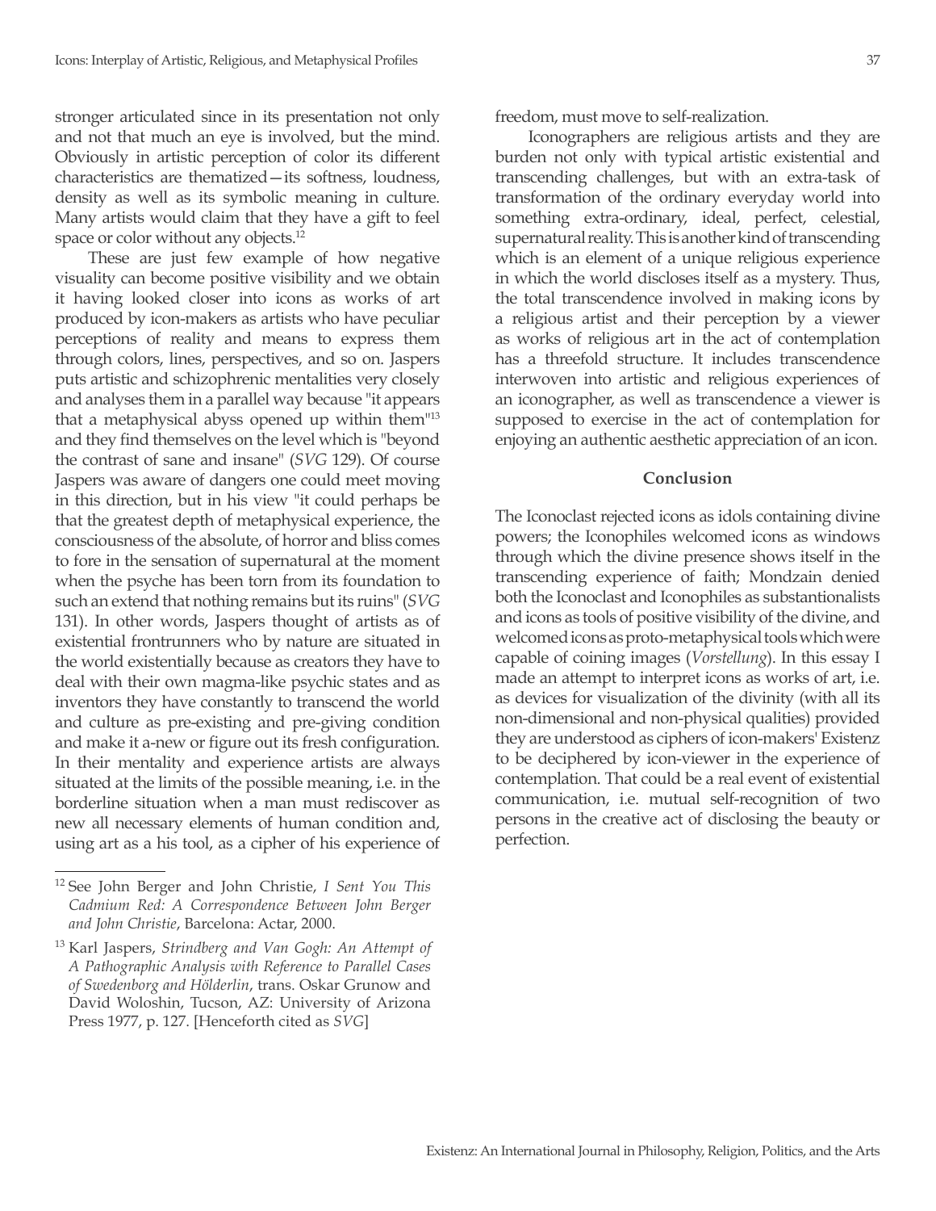stronger articulated since in its presentation not only and not that much an eye is involved, but the mind. Obviously in artistic perception of color its different characteristics are thematized—its softness, loudness, density as well as its symbolic meaning in culture. Many artists would claim that they have a gift to feel space or color without any objects.[12]

These are just few example of how negative visuality can become positive visibility and we obtain it having looked closer into icons as works of art produced by icon-makers as artists who have peculiar perceptions of reality and means to express them through colors, lines, perspectives, and so on. Jaspers puts artistic and schizophrenic mentalities very closely and analyses them in a parallel way because "it appears that a metaphysical abyss opened up within them"[13] and they find themselves on the level which is "beyond the contrast of sane and insane" (*SVG* 129). Of course Jaspers was aware of dangers one could meet moving in this direction, but in his view "it could perhaps be that the greatest depth of metaphysical experience, the consciousness of the absolute, of horror and bliss comes to fore in the sensation of supernatural at the moment when the psyche has been torn from its foundation to such an extend that nothing remains but its ruins" (*SVG* 131). In other words, Jaspers thought of artists as of existential frontrunners who by nature are situated in the world existentially because as creators they have to deal with their own magma-like psychic states and as inventors they have constantly to transcend the world and culture as pre-existing and pre-giving condition and make it a-new or figure out its fresh configuration. In their mentality and experience artists are always situated at the limits of the possible meaning, i.e. in the borderline situation when a man must rediscover as new all necessary elements of human condition and, using art as a his tool, as a cipher of his experience of freedom, must move to self-realization.

Iconographers are religious artists and they are burden not only with typical artistic existential and transcending challenges, but with an extra-task of transformation of the ordinary everyday world into something extra-ordinary, ideal, perfect, celestial, supernatural reality. This is another kind of transcending which is an element of a unique religious experience in which the world discloses itself as a mystery. Thus, the total transcendence involved in making icons by a religious artist and their perception by a viewer as works of religious art in the act of contemplation has a threefold structure. It includes transcendence interwoven into artistic and religious experiences of an iconographer, as well as transcendence a viewer is supposed to exercise in the act of contemplation for enjoying an authentic aesthetic appreciation of an icon.

## Conclusion

The Iconoclast rejected icons as idols containing divine powers; the Iconophiles welcomed icons as windows through which the divine presence shows itself in the transcending experience of faith; Mondzain denied both the Iconoclast and Iconophiles as substantionalists and icons as tools of positive visibility of the divine, and welcomed icons as proto-metaphysical tools which were capable of coining images (*Vorstellung*). In this essay I made an attempt to interpret icons as works of art, i.e. as devices for visualization of the divinity (with all its non-dimensional and non-physical qualities) provided they are understood as ciphers of icon-makers' Existenz to be deciphered by icon-viewer in the experience of contemplation. That could be a real event of existential communication, i.e. mutual self-recognition of two persons in the creative act of disclosing the beauty or perfection.

---

[12] See John Berger and John Christie, *I Sent You This Cadmium Red: A Correspondence Between John Berger and John Christie*, Barcelona: Actar, 2000.

[13] Karl Jaspers, *Strindberg and Van Gogh: An Attempt of A Pathographic Analysis with Reference to Parallel Cases of Swedenborg and Hölderlin*, trans. Oskar Grunow and David Woloshin, Tucson, AZ: University of Arizona Press 1977, p. 127. [Henceforth cited as *SVG*]